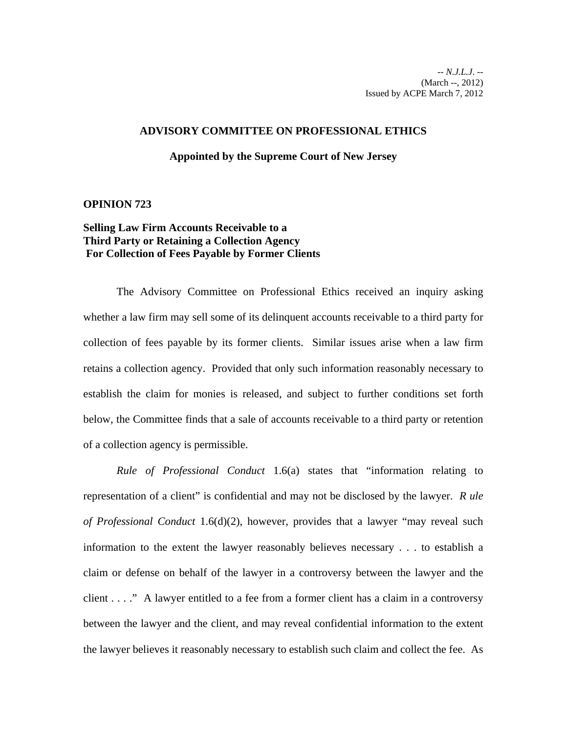-- *N.J.L.J.* --
(March --, 2012)
Issued by ACPE March 7, 2012

**ADVISORY COMMITTEE ON PROFESSIONAL ETHICS**

**Appointed by the Supreme Court of New Jersey**

**OPINION 723**

**Selling Law Firm Accounts Receivable to a Third Party or Retaining a Collection Agency For Collection of Fees Payable by Former Clients**

The Advisory Committee on Professional Ethics received an inquiry asking whether a law firm may sell some of its delinquent accounts receivable to a third party for collection of fees payable by its former clients. Similar issues arise when a law firm retains a collection agency. Provided that only such information reasonably necessary to establish the claim for monies is released, and subject to further conditions set forth below, the Committee finds that a sale of accounts receivable to a third party or retention of a collection agency is permissible.

*Rule of Professional Conduct* 1.6(a) states that "information relating to representation of a client" is confidential and may not be disclosed by the lawyer. *Rule of Professional Conduct* 1.6(d)(2), however, provides that a lawyer "may reveal such information to the extent the lawyer reasonably believes necessary . . . to establish a claim or defense on behalf of the lawyer in a controversy between the lawyer and the client . . . ." A lawyer entitled to a fee from a former client has a claim in a controversy between the lawyer and the client, and may reveal confidential information to the extent the lawyer believes it reasonably necessary to establish such claim and collect the fee. As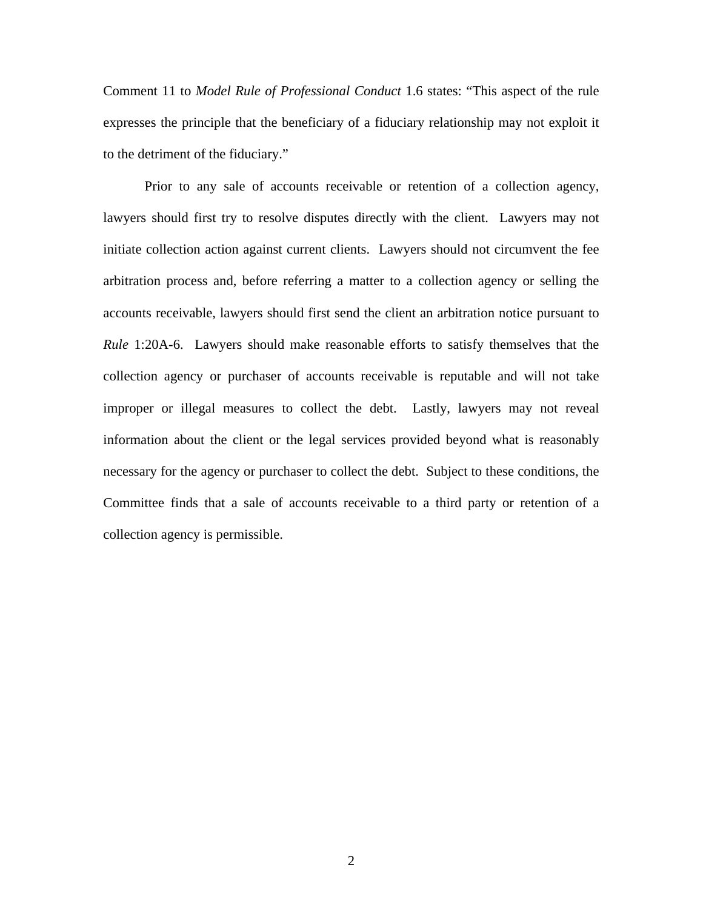Comment 11 to *Model Rule of Professional Conduct* 1.6 states: "This aspect of the rule expresses the principle that the beneficiary of a fiduciary relationship may not exploit it to the detriment of the fiduciary."

Prior to any sale of accounts receivable or retention of a collection agency, lawyers should first try to resolve disputes directly with the client. Lawyers may not initiate collection action against current clients. Lawyers should not circumvent the fee arbitration process and, before referring a matter to a collection agency or selling the accounts receivable, lawyers should first send the client an arbitration notice pursuant to *Rule* 1:20A-6. Lawyers should make reasonable efforts to satisfy themselves that the collection agency or purchaser of accounts receivable is reputable and will not take improper or illegal measures to collect the debt. Lastly, lawyers may not reveal information about the client or the legal services provided beyond what is reasonably necessary for the agency or purchaser to collect the debt. Subject to these conditions, the Committee finds that a sale of accounts receivable to a third party or retention of a collection agency is permissible.